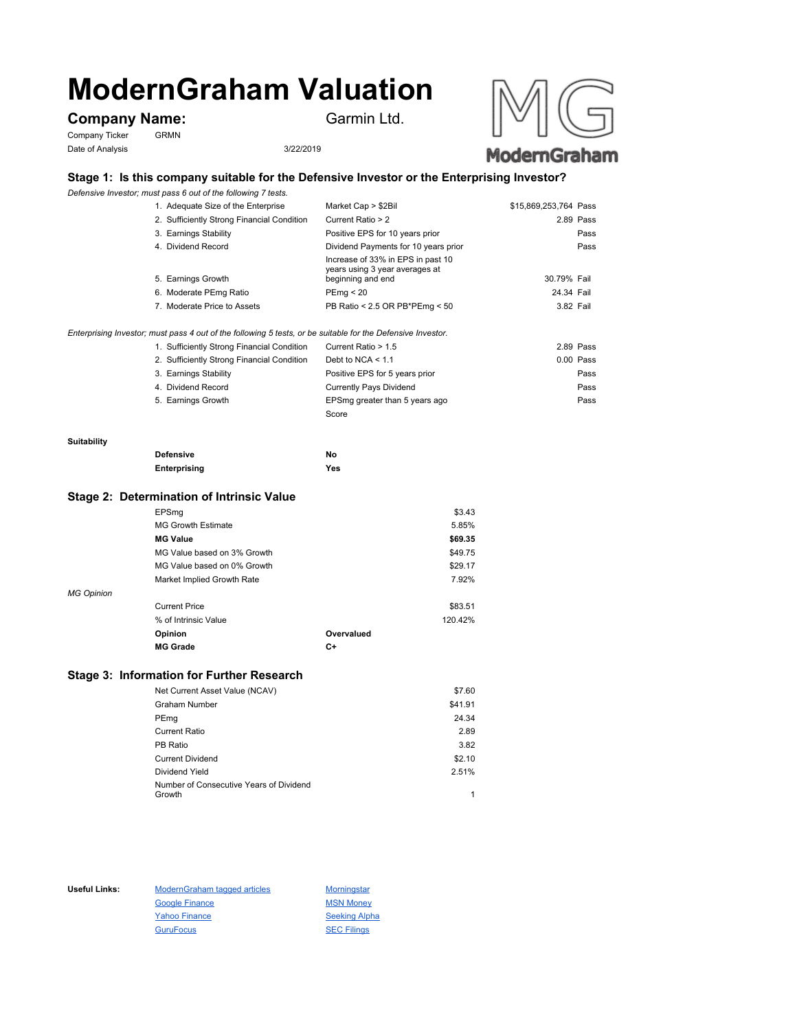# ModernGraham Valuation

## Company Name: Garmin Ltd.

Company Ticker GRMN

Date of Analysis 3/22/2019

### Stage 1: Is this company suitable for the Defensive Investor or the Enterprising Investor?

*Defensive Investor; must pass 6 out of the following 7 tests.*

| Test | Criterion | Value | Result |
|---|---|---|---|
| 1. Adequate Size of the Enterprise | Market Cap > $2Bil | $15,869,253,764 | Pass |
| 2. Sufficiently Strong Financial Condition | Current Ratio > 2 | 2.89 | Pass |
| 3. Earnings Stability | Positive EPS for 10 years prior | | Pass |
| 4. Dividend Record | Dividend Payments for 10 years prior | | Pass |
| 5. Earnings Growth | Increase of 33% in EPS in past 10 years using 3 year averages at beginning and end | 30.79% | Fail |
| 6. Moderate PEmg Ratio | PEmg < 20 | 24.34 | Fail |
| 7. Moderate Price to Assets | PB Ratio < 2.5 OR PB*PEmg < 50 | 3.82 | Fail |

*Enterprising Investor; must pass 4 out of the following 5 tests, or be suitable for the Defensive Investor.*

| Test | Criterion | Value | Result |
|---|---|---|---|
| 1. Sufficiently Strong Financial Condition | Current Ratio > 1.5 | 2.89 | Pass |
| 2. Sufficiently Strong Financial Condition | Debt to NCA < 1.1 | 0.00 | Pass |
| 3. Earnings Stability | Positive EPS for 5 years prior | | Pass |
| 4. Dividend Record | Currently Pays Dividend | | Pass |
| 5. Earnings Growth | EPSmg greater than 5 years ago | | Pass |
| | Score | | |

**Suitability**

| | |
|---|---|
| **Defensive** | **No** |
| **Enterprising** | **Yes** |

### Stage 2: Determination of Intrinsic Value

| | |
|---|---|
| EPSmg | $3.43 |
| MG Growth Estimate | 5.85% |
| **MG Value** | **$69.35** |
| MG Value based on 3% Growth | $49.75 |
| MG Value based on 0% Growth | $29.17 |
| Market Implied Growth Rate | 7.92% |

*MG Opinion*

| | |
|---|---|
| Current Price | $83.51 |
| % of Intrinsic Value | 120.42% |
| **Opinion** | **Overvalued** |
| **MG Grade** | **C+** |

### Stage 3: Information for Further Research

| | |
|---|---|
| Net Current Asset Value (NCAV) | $7.60 |
| Graham Number | $41.91 |
| PEmg | 24.34 |
| Current Ratio | 2.89 |
| PB Ratio | 3.82 |
| Current Dividend | $2.10 |
| Dividend Yield | 2.51% |
| Number of Consecutive Years of Dividend Growth | 1 |

**Useful Links:**

- ModernGraham tagged articles
- Google Finance
- Yahoo Finance
- GuruFocus
- Morningstar
- MSN Money
- Seeking Alpha
- SEC Filings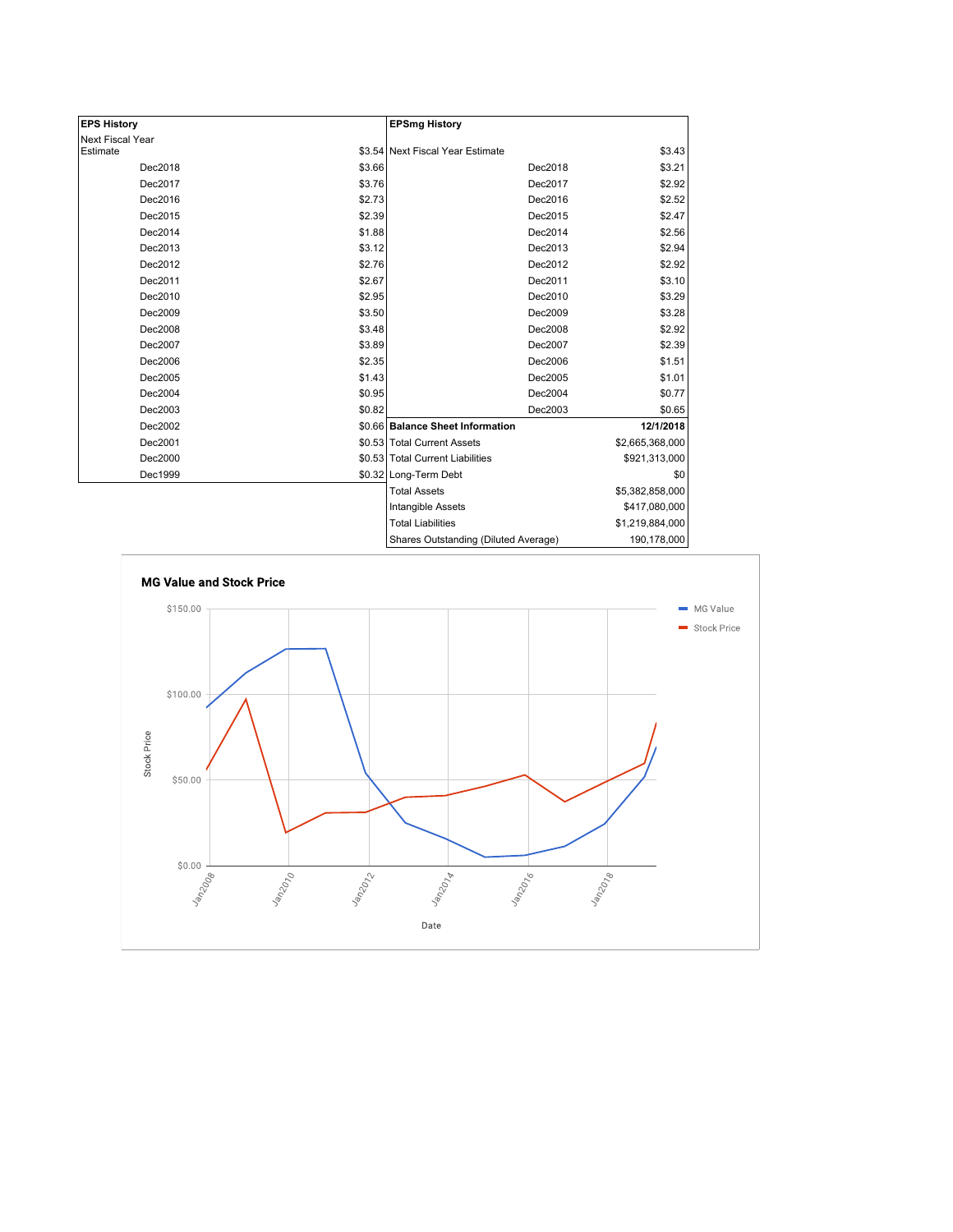| EPS History | |
|---|---|
| Next Fiscal Year Estimate | $3.54 |
| Dec2018 | $3.66 |
| Dec2017 | $3.76 |
| Dec2016 | $2.73 |
| Dec2015 | $2.39 |
| Dec2014 | $1.88 |
| Dec2013 | $3.12 |
| Dec2012 | $2.76 |
| Dec2011 | $2.67 |
| Dec2010 | $2.95 |
| Dec2009 | $3.50 |
| Dec2008 | $3.48 |
| Dec2007 | $3.89 |
| Dec2006 | $2.35 |
| Dec2005 | $1.43 |
| Dec2004 | $0.95 |
| Dec2003 | $0.82 |
| Dec2002 | $0.66 |
| Dec2001 | $0.53 |
| Dec2000 | $0.53 |
| Dec1999 | $0.32 |

| EPSmg History | |
|---|---|
| Next Fiscal Year Estimate | $3.43 |
| Dec2018 | $3.21 |
| Dec2017 | $2.92 |
| Dec2016 | $2.52 |
| Dec2015 | $2.47 |
| Dec2014 | $2.56 |
| Dec2013 | $2.94 |
| Dec2012 | $2.92 |
| Dec2011 | $3.10 |
| Dec2010 | $3.29 |
| Dec2009 | $3.28 |
| Dec2008 | $2.92 |
| Dec2007 | $2.39 |
| Dec2006 | $1.51 |
| Dec2005 | $1.01 |
| Dec2004 | $0.77 |
| Dec2003 | $0.65 |

| Balance Sheet Information | 12/1/2018 |
|---|---|
| Total Current Assets | $2,665,368,000 |
| Total Current Liabilities | $921,313,000 |
| Long-Term Debt | $0 |
| Total Assets | $5,382,858,000 |
| Intangible Assets | $417,080,000 |
| Total Liabilities | $1,219,884,000 |
| Shares Outstanding (Diluted Average) | 190,178,000 |

**MG Value and Stock Price**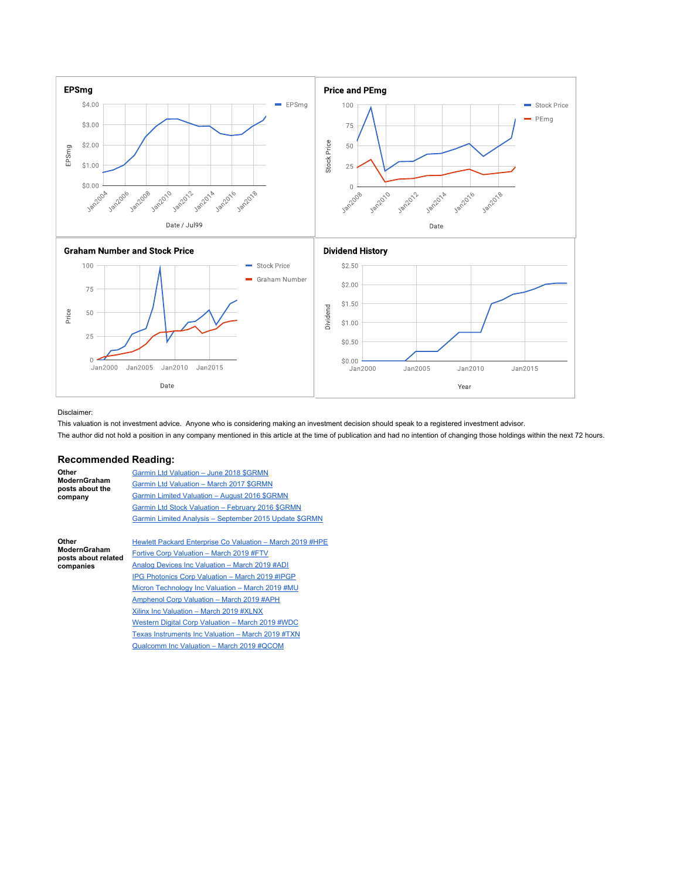## EPSmg

$4.00
$3.00
$2.00
$1.00
$0.00

EPSmg

Jan2004 Jan2006 Jan2008 Jan2010 Jan2012 Jan2014 Jan2016 Jan2018

Date / Jul99

## Price and PEmg

100
75
50
25
0

Stock Price

Stock Price
PEmg

Jan2008 Jan2010 Jan2012 Jan2014 Jan2016 Jan2018

Date

## Graham Number and Stock Price

100
75
50
25
0

Price

Stock Price
Graham Number

Jan2000 Jan2005 Jan2010 Jan2015

Date

## Dividend History

$2.50
$2.00
$1.50
$1.00
$0.50
$0.00

Dividend

Jan2000 Jan2005 Jan2010 Jan2015

Year

Disclaimer:

This valuation is not investment advice. Anyone who is considering making an investment decision should speak to a registered investment advisor.

The author did not hold a position in any company mentioned in this article at the time of publication and had no intention of changing those holdings within the next 72 hours.

## Recommended Reading:

**Other ModernGraham posts about the company**

- Garmin Ltd Valuation – June 2018 $GRMN
- Garmin Ltd Valuation – March 2017 $GRMN
- Garmin Limited Valuation – August 2016 $GRMN
- Garmin Ltd Stock Valuation – February 2016 $GRMN
- Garmin Limited Analysis – September 2015 Update $GRMN

**Other ModernGraham posts about related companies**

- Hewlett Packard Enterprise Co Valuation – March 2019 #HPE
- Fortive Corp Valuation – March 2019 #FTV
- Analog Devices Inc Valuation – March 2019 #ADI
- IPG Photonics Corp Valuation – March 2019 #IPGP
- Micron Technology Inc Valuation – March 2019 #MU
- Amphenol Corp Valuation – March 2019 #APH
- Xilinx Inc Valuation – March 2019 #XLNX
- Western Digital Corp Valuation – March 2019 #WDC
- Texas Instruments Inc Valuation – March 2019 #TXN
- Qualcomm Inc Valuation – March 2019 #QCOM